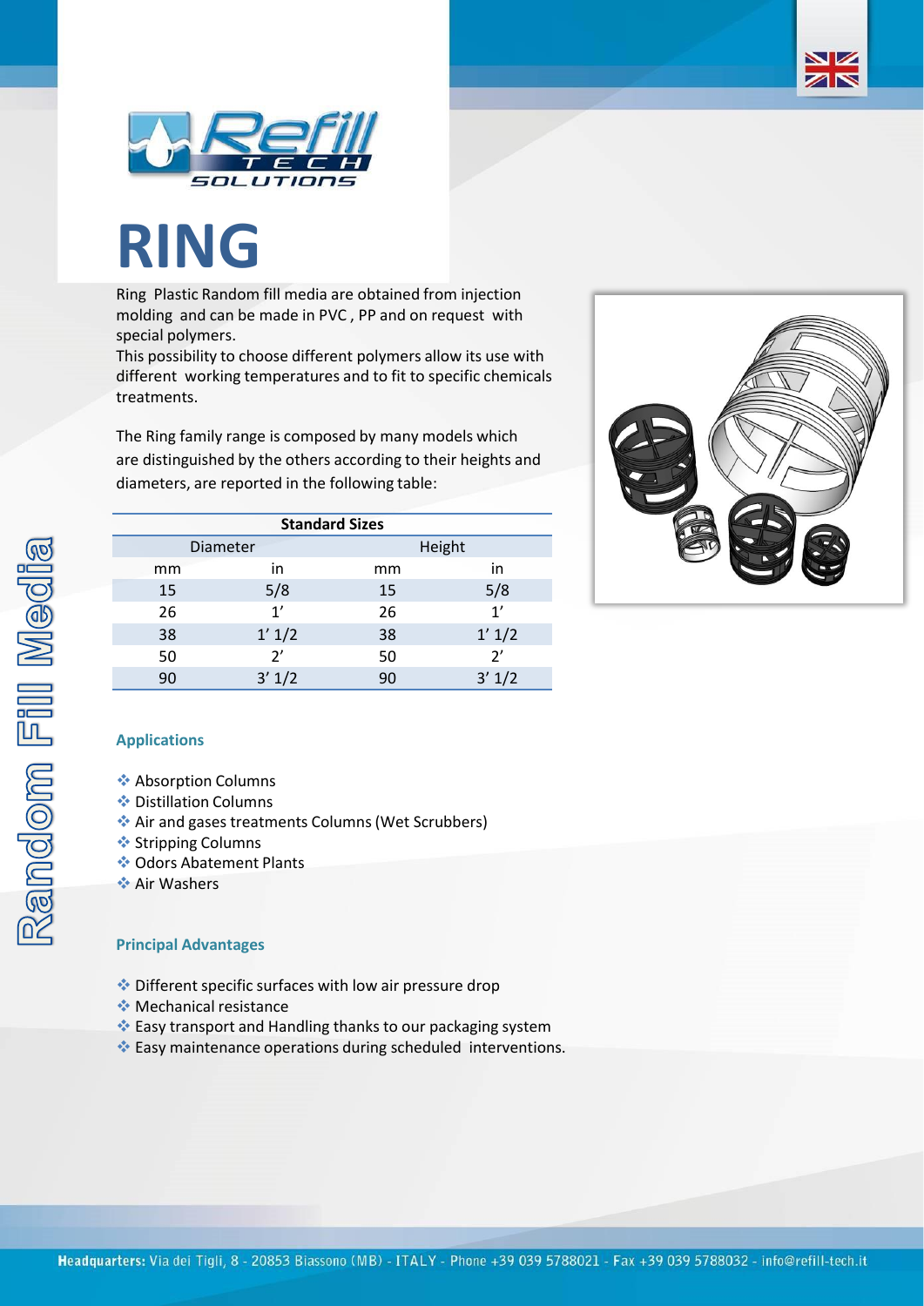# RING

Ring Plastic Random fill media are obtained from injection molding and can be made in PVC , PP and on request with special polymers.
This possibility to choose different polymers allow its use with different working temperatures and to fit to specific chemicals treatments.

The Ring family range is composed by many models which are distinguished by the others according to their heights and diameters, are reported in the following table:

| Standard Sizes | | | |
|---|---|---|---|
| Diameter | | Height | |
| mm | in | mm | in |
| 15 | 5/8 | 15 | 5/8 |
| 26 | 1’ | 26 | 1’ |
| 38 | 1’ 1/2 | 38 | 1’ 1/2 |
| 50 | 2’ | 50 | 2’ |
| 90 | 3’ 1/2 | 90 | 3’ 1/2 |

### Applications

- Absorption Columns
- Distillation Columns
- Air and gases treatments Columns (Wet Scrubbers)
- Stripping Columns
- Odors Abatement Plants
- Air Washers

### Principal Advantages

- Different specific surfaces with low air pressure drop
- Mechanical resistance
- Easy transport and Handling thanks to our packaging system
- Easy maintenance operations during scheduled interventions.

Random Fill Media

**Headquarters:** Via dei Tigli, 8 - 20853 Biassono (MB) - ITALY - Phone +39 039 5788021 - Fax +39 039 5788032 - info@refill-tech.it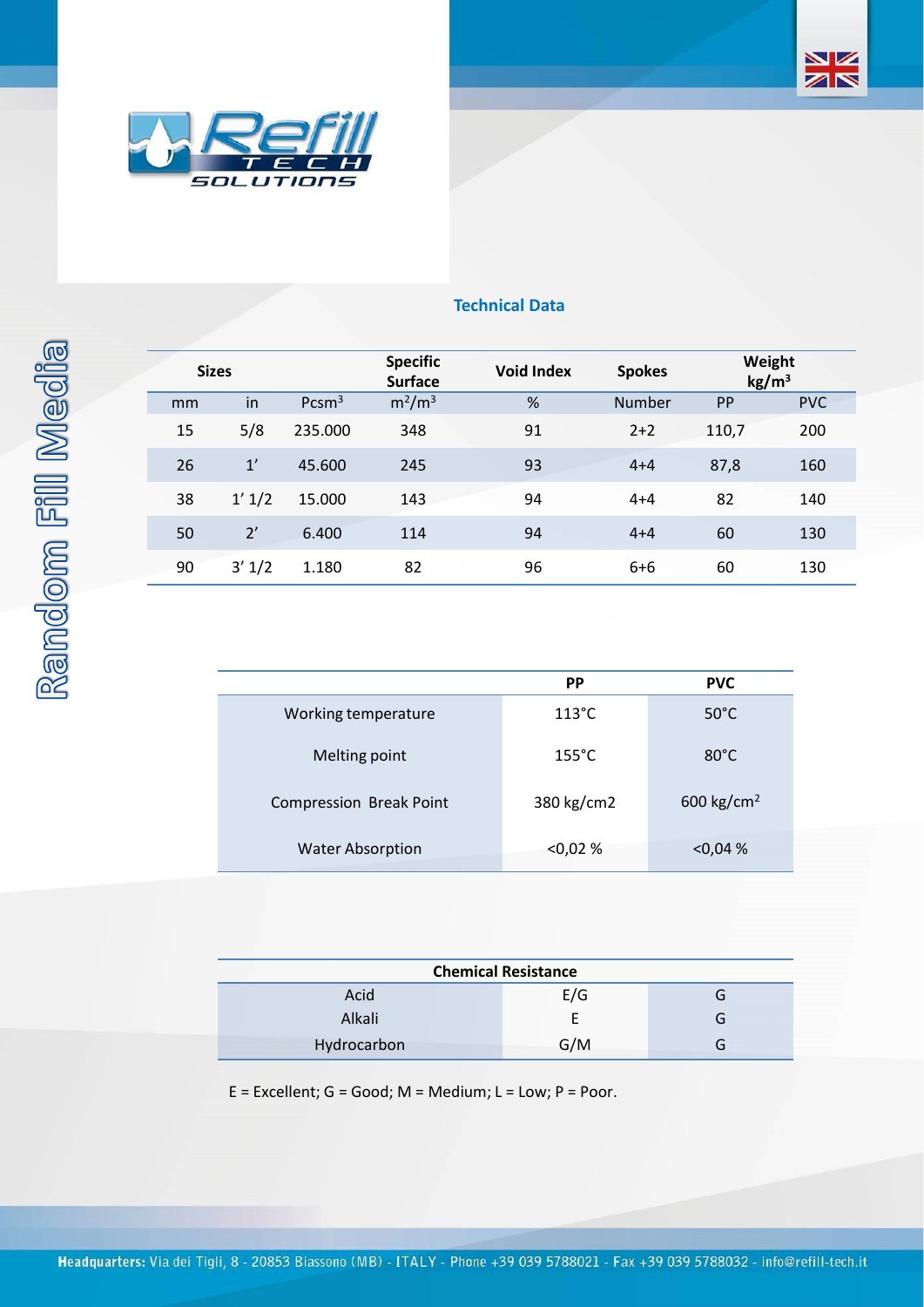Random Fill Media

## Technical Data

| Sizes | | | Specific Surface | Void Index | Spokes | Weight kg/m³ | |
|---|---|---|---|---|---|---|---|
| mm | in | Pcsm³ | m²/m³ | % | Number | PP | PVC |
| 15 | 5/8 | 235.000 | 348 | 91 | 2+2 | 110,7 | 200 |
| 26 | 1’ | 45.600 | 245 | 93 | 4+4 | 87,8 | 160 |
| 38 | 1’ 1/2 | 15.000 | 143 | 94 | 4+4 | 82 | 140 |
| 50 | 2’ | 6.400 | 114 | 94 | 4+4 | 60 | 130 |
| 90 | 3’ 1/2 | 1.180 | 82 | 96 | 6+6 | 60 | 130 |

| | PP | PVC |
|---|---|---|
| Working temperature | 113°C | 50°C |
| Melting point | 155°C | 80°C |
| Compression Break Point | 380 kg/cm2 | 600 kg/cm² |
| Water Absorption | <0,02 % | <0,04 % |

| Chemical Resistance | | |
|---|---|---|
| Acid | E/G | G |
| Alkali | E | G |
| Hydrocarbon | G/M | G |

E = Excellent; G = Good; M = Medium; L = Low; P = Poor.